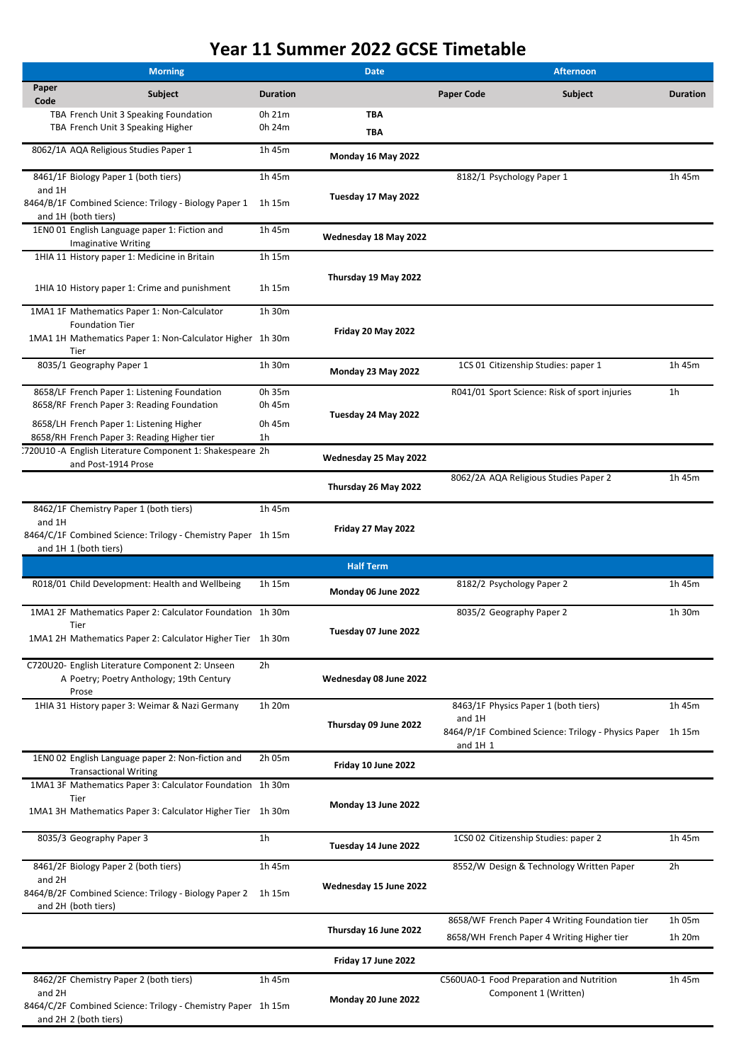# Year 11 Summer 2022 GCSE Timetable

| Morning | | | Date | Afternoon | | |
|---|---|---|---|---|---|---|
| Paper Code | Subject | Duration | | Paper Code | Subject | Duration |
| TBA | French Unit 3 Speaking Foundation | 0h 21m | TBA | | | |
| TBA | French Unit 3 Speaking Higher | 0h 24m | TBA | | | |
| 8062/1A | AQA Religious Studies Paper 1 | 1h 45m | Monday 16 May 2022 | | | |
| 8461/1F and 1H | Biology Paper 1 (both tiers) | 1h 45m | Tuesday 17 May 2022 | 8182/1 | Psychology Paper 1 | 1h 45m |
| 8464/B/1F and 1H | Combined Science: Trilogy - Biology Paper 1 (both tiers) | 1h 15m | | | | |
| 1EN0 01 | English Language paper 1: Fiction and Imaginative Writing | 1h 45m | Wednesday 18 May 2022 | | | |
| 1HIA 11 | History paper 1: Medicine in Britain | 1h 15m | Thursday 19 May 2022 | | | |
| 1HIA 10 | History paper 1: Crime and punishment | 1h 15m | | | | |
| 1MA1 1F | Mathematics Paper 1: Non-Calculator Foundation Tier | 1h 30m | Friday 20 May 2022 | | | |
| 1MA1 1H | Mathematics Paper 1: Non-Calculator Higher Tier | 1h 30m | | | | |
| 8035/1 | Geography Paper 1 | 1h 30m | Monday 23 May 2022 | 1CS 01 | Citizenship Studies: paper 1 | 1h 45m |
| 8658/LF | French Paper 1: Listening Foundation | 0h 35m | Tuesday 24 May 2022 | R041/01 | Sport Science: Risk of sport injuries | 1h |
| 8658/RF | French Paper 3: Reading Foundation | 0h 45m | | | | |
| 8658/LH | French Paper 1: Listening Higher | 0h 45m | | | | |
| 8658/RH | French Paper 3: Reading Higher tier | 1h | | | | |
| C720U10 -A | English Literature Component 1: Shakespeare and Post-1914 Prose | 2h | Wednesday 25 May 2022 | | | |
| | | | Thursday 26 May 2022 | 8062/2A | AQA Religious Studies Paper 2 | 1h 45m |
| 8462/1F and 1H | Chemistry Paper 1 (both tiers) | 1h 45m | Friday 27 May 2022 | | | |
| 8464/C/1F and 1H | Combined Science: Trilogy - Chemistry Paper 1 (both tiers) | 1h 15m | | | | |
| | | | **Half Term** | | | |
| R018/01 | Child Development: Health and Wellbeing | 1h 15m | Monday 06 June 2022 | 8182/2 | Psychology Paper 2 | 1h 45m |
| 1MA1 2F | Mathematics Paper 2: Calculator Foundation Tier | 1h 30m | Tuesday 07 June 2022 | 8035/2 | Geography Paper 2 | 1h 30m |
| 1MA1 2H | Mathematics Paper 2: Calculator Higher Tier | 1h 30m | | | | |
| C720U20-A | English Literature Component 2: Unseen Poetry; Poetry Anthology; 19th Century Prose | 2h | Wednesday 08 June 2022 | | | |
| 1HIA 31 | History paper 3: Weimar & Nazi Germany | 1h 20m | Thursday 09 June 2022 | 8463/1F and 1H | Physics Paper 1 (both tiers) | 1h 45m |
| | | | | 8464/P/1F and 1H | Combined Science: Trilogy - Physics Paper 1 | 1h 15m |
| 1EN0 02 | English Language paper 2: Non-fiction and Transactional Writing | 2h 05m | Friday 10 June 2022 | | | |
| 1MA1 3F | Mathematics Paper 3: Calculator Foundation Tier | 1h 30m | Monday 13 June 2022 | | | |
| 1MA1 3H | Mathematics Paper 3: Calculator Higher Tier | 1h 30m | | | | |
| 8035/3 | Geography Paper 3 | 1h | Tuesday 14 June 2022 | 1CS0 02 | Citizenship Studies: paper 2 | 1h 45m |
| 8461/2F and 2H | Biology Paper 2 (both tiers) | 1h 45m | Wednesday 15 June 2022 | 8552/W | Design & Technology Written Paper | 2h |
| 8464/B/2F and 2H | Combined Science: Trilogy - Biology Paper 2 (both tiers) | 1h 15m | | | | |
| | | | Thursday 16 June 2022 | 8658/WF | French Paper 4 Writing Foundation tier | 1h 05m |
| | | | | 8658/WH | French Paper 4 Writing Higher tier | 1h 20m |
| | | | Friday 17 June 2022 | | | |
| 8462/2F and 2H | Chemistry Paper 2 (both tiers) | 1h 45m | Monday 20 June 2022 | C560UA0-1 | Food Preparation and Nutrition Component 1 (Written) | 1h 45m |
| 8464/C/2F and 2H | Combined Science: Trilogy - Chemistry Paper 2 (both tiers) | 1h 15m | | | | |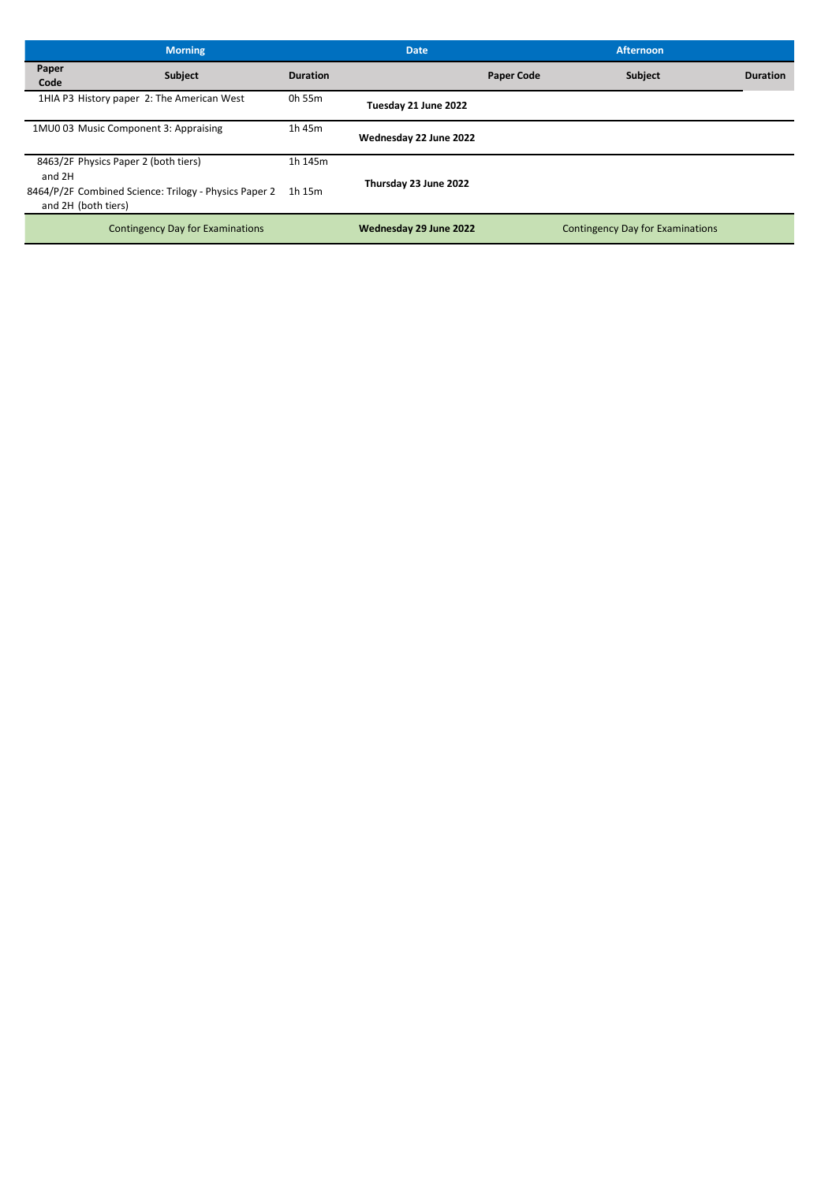| Morning | | | Date | Afternoon | | |
|---|---|---|---|---|---|---|
| Paper Code | Subject | Duration | | Paper Code | Subject | Duration |
| 1HIA P3 | History paper 2: The American West | 0h 55m | Tuesday 21 June 2022 | | | |
| 1MU0 03 | Music Component 3: Appraising | 1h 45m | Wednesday 22 June 2022 | | | |
| 8463/2F and 2H | Physics Paper 2 (both tiers) | 1h 145m | Thursday 23 June 2022 | | | |
| 8464/P/2F and 2H | Combined Science: Trilogy - Physics Paper 2 (both tiers) | 1h 15m | | | | |
| Contingency Day for Examinations | | | Wednesday 29 June 2022 | Contingency Day for Examinations | | |